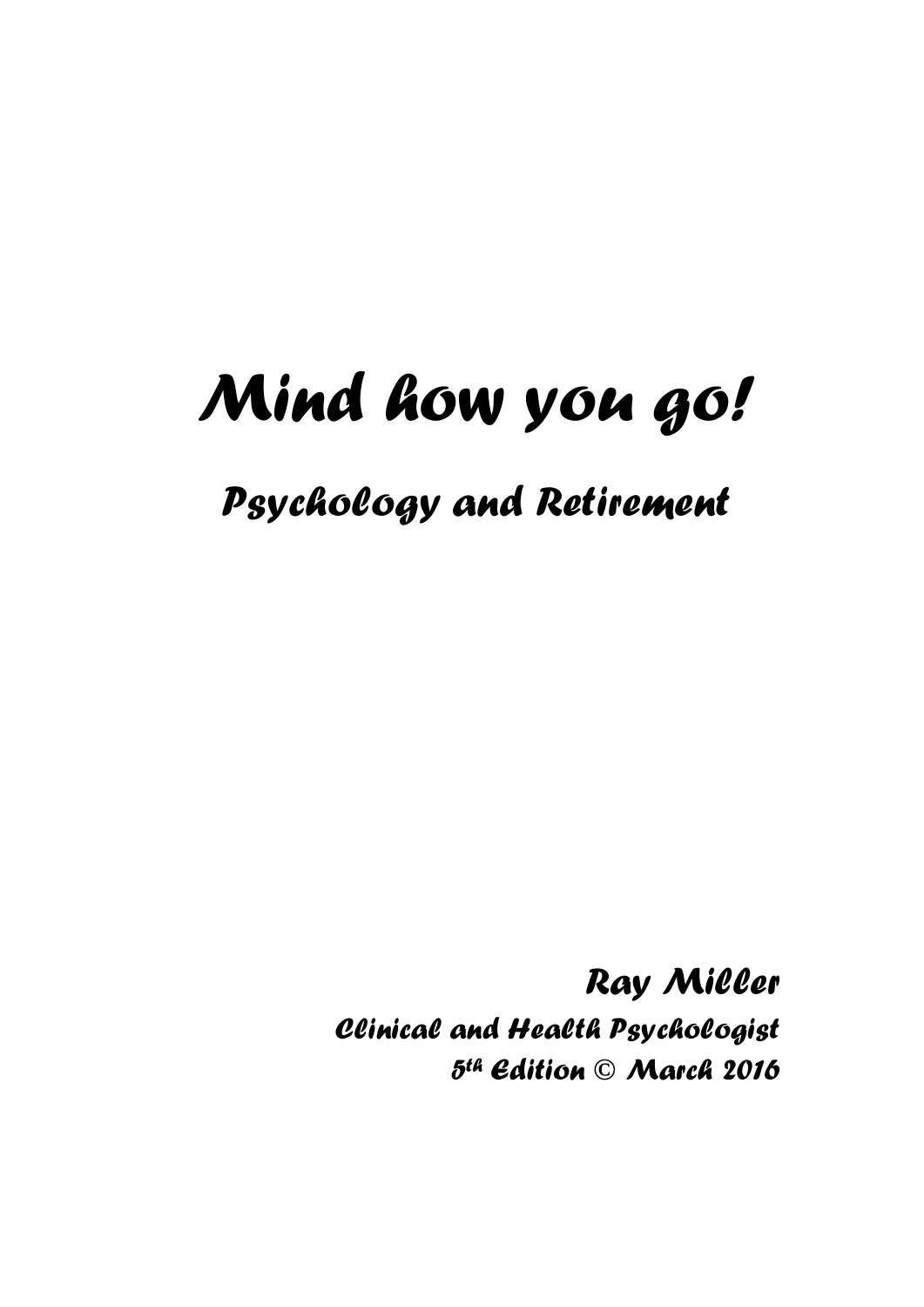# Mind how you go!

## Psychology and Retirement

**Ray Miller**

*Clinical and Health Psychologist*

*5th Edition © March 2016*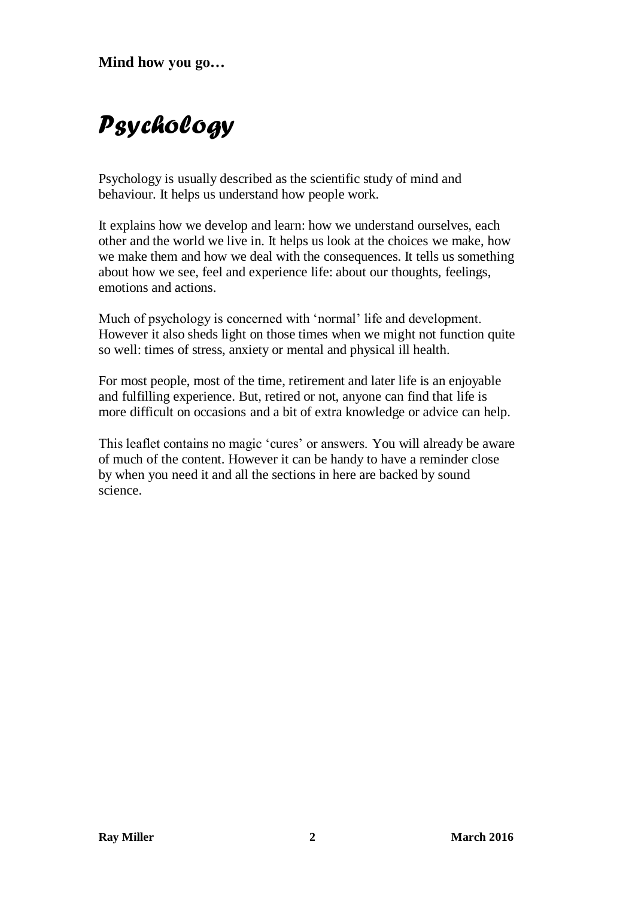**Mind how you go…**

# *Psychology*

Psychology is usually described as the scientific study of mind and behaviour. It helps us understand how people work.

It explains how we develop and learn: how we understand ourselves, each other and the world we live in. It helps us look at the choices we make, how we make them and how we deal with the consequences. It tells us something about how we see, feel and experience life: about our thoughts, feelings, emotions and actions.

Much of psychology is concerned with 'normal' life and development. However it also sheds light on those times when we might not function quite so well: times of stress, anxiety or mental and physical ill health.

For most people, most of the time, retirement and later life is an enjoyable and fulfilling experience. But, retired or not, anyone can find that life is more difficult on occasions and a bit of extra knowledge or advice can help.

This leaflet contains no magic 'cures' or answers. You will already be aware of much of the content. However it can be handy to have a reminder close by when you need it and all the sections in here are backed by sound science.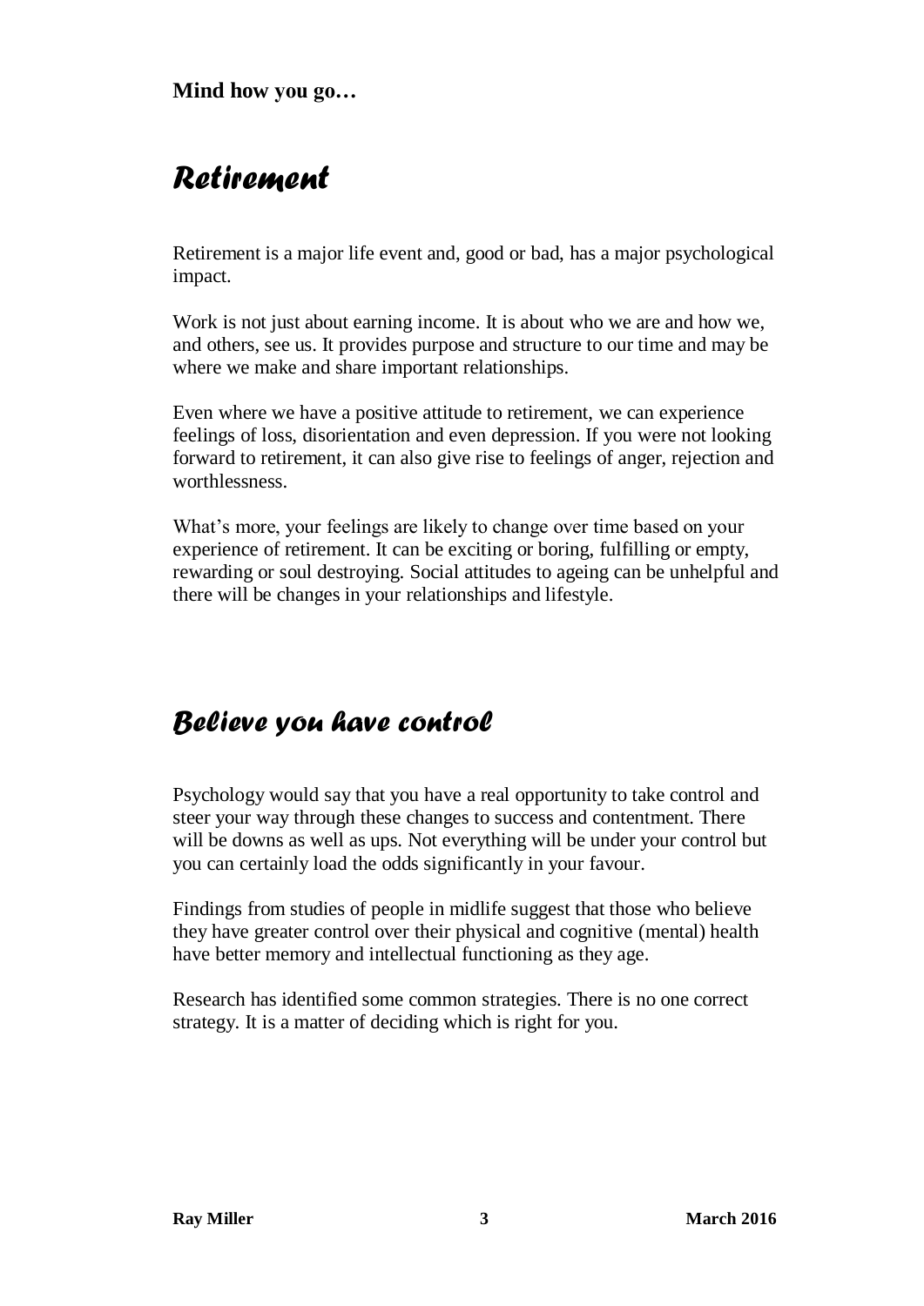**Mind how you go…**

# *Retirement*

Retirement is a major life event and, good or bad, has a major psychological impact.

Work is not just about earning income. It is about who we are and how we, and others, see us. It provides purpose and structure to our time and may be where we make and share important relationships.

Even where we have a positive attitude to retirement, we can experience feelings of loss, disorientation and even depression. If you were not looking forward to retirement, it can also give rise to feelings of anger, rejection and worthlessness.

What's more, your feelings are likely to change over time based on your experience of retirement. It can be exciting or boring, fulfilling or empty, rewarding or soul destroying. Social attitudes to ageing can be unhelpful and there will be changes in your relationships and lifestyle.

## *Believe you have control*

Psychology would say that you have a real opportunity to take control and steer your way through these changes to success and contentment. There will be downs as well as ups. Not everything will be under your control but you can certainly load the odds significantly in your favour.

Findings from studies of people in midlife suggest that those who believe they have greater control over their physical and cognitive (mental) health have better memory and intellectual functioning as they age.

Research has identified some common strategies. There is no one correct strategy. It is a matter of deciding which is right for you.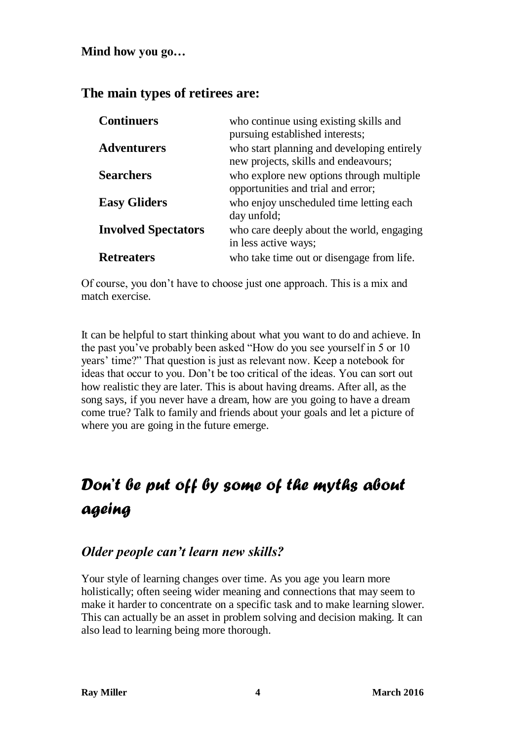**Mind how you go…**

## The main types of retirees are:

| | |
|---|---|
| **Continuers** | who continue using existing skills and pursuing established interests; |
| **Adventurers** | who start planning and developing entirely new projects, skills and endeavours; |
| **Searchers** | who explore new options through multiple opportunities and trial and error; |
| **Easy Gliders** | who enjoy unscheduled time letting each day unfold; |
| **Involved Spectators** | who care deeply about the world, engaging in less active ways; |
| **Retreaters** | who take time out or disengage from life. |

Of course, you don't have to choose just one approach. This is a mix and match exercise.

It can be helpful to start thinking about what you want to do and achieve. In the past you've probably been asked "How do you see yourself in 5 or 10 years' time?" That question is just as relevant now. Keep a notebook for ideas that occur to you. Don't be too critical of the ideas. You can sort out how realistic they are later. This is about having dreams. After all, as the song says, if you never have a dream, how are you going to have a dream come true? Talk to family and friends about your goals and let a picture of where you are going in the future emerge.

# *Don't be put off by some of the myths about ageing*

### *Older people can't learn new skills?*

Your style of learning changes over time. As you age you learn more holistically; often seeing wider meaning and connections that may seem to make it harder to concentrate on a specific task and to make learning slower. This can actually be an asset in problem solving and decision making. It can also lead to learning being more thorough.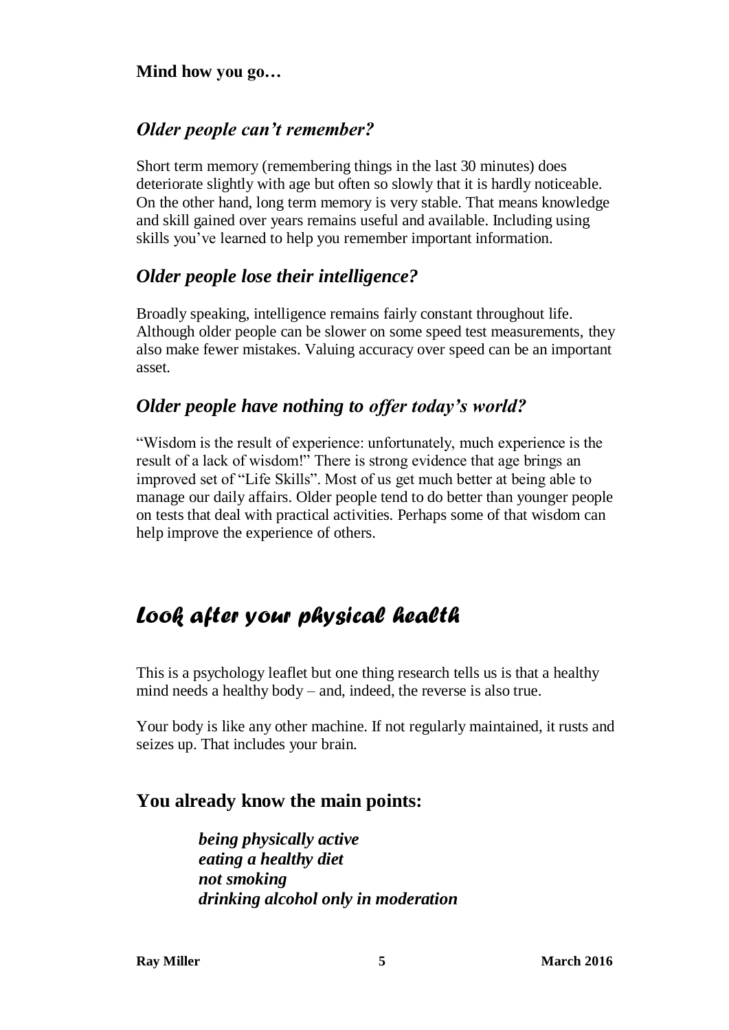**Mind how you go…**

### *Older people can't remember?*

Short term memory (remembering things in the last 30 minutes) does deteriorate slightly with age but often so slowly that it is hardly noticeable. On the other hand, long term memory is very stable. That means knowledge and skill gained over years remains useful and available. Including using skills you've learned to help you remember important information.

### *Older people lose their intelligence?*

Broadly speaking, intelligence remains fairly constant throughout life. Although older people can be slower on some speed test measurements, they also make fewer mistakes. Valuing accuracy over speed can be an important asset.

### *Older people have nothing to offer today's world?*

"Wisdom is the result of experience: unfortunately, much experience is the result of a lack of wisdom!" There is strong evidence that age brings an improved set of "Life Skills". Most of us get much better at being able to manage our daily affairs. Older people tend to do better than younger people on tests that deal with practical activities. Perhaps some of that wisdom can help improve the experience of others.

## *Look after your physical health*

This is a psychology leaflet but one thing research tells us is that a healthy mind needs a healthy body – and, indeed, the reverse is also true.

Your body is like any other machine. If not regularly maintained, it rusts and seizes up. That includes your brain.

### You already know the main points:

***being physically active***
***eating a healthy diet***
***not smoking***
***drinking alcohol only in moderation***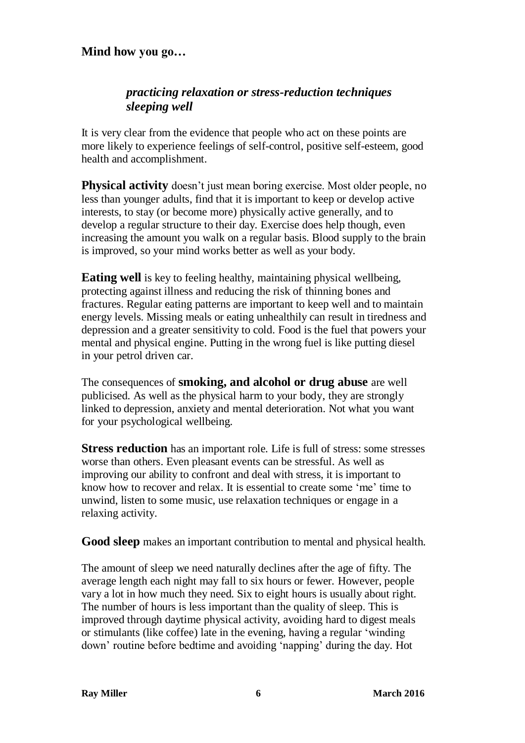**Mind how you go…**

> ***practicing relaxation or stress-reduction techniques***
> ***sleeping well***

It is very clear from the evidence that people who act on these points are more likely to experience feelings of self-control, positive self-esteem, good health and accomplishment.

**Physical activity** doesn't just mean boring exercise. Most older people, no less than younger adults, find that it is important to keep or develop active interests, to stay (or become more) physically active generally, and to develop a regular structure to their day. Exercise does help though, even increasing the amount you walk on a regular basis. Blood supply to the brain is improved, so your mind works better as well as your body.

**Eating well** is key to feeling healthy, maintaining physical wellbeing, protecting against illness and reducing the risk of thinning bones and fractures. Regular eating patterns are important to keep well and to maintain energy levels. Missing meals or eating unhealthily can result in tiredness and depression and a greater sensitivity to cold. Food is the fuel that powers your mental and physical engine. Putting in the wrong fuel is like putting diesel in your petrol driven car.

The consequences of **smoking, and alcohol or drug abuse** are well publicised. As well as the physical harm to your body, they are strongly linked to depression, anxiety and mental deterioration. Not what you want for your psychological wellbeing.

**Stress reduction** has an important role. Life is full of stress: some stresses worse than others. Even pleasant events can be stressful. As well as improving our ability to confront and deal with stress, it is important to know how to recover and relax. It is essential to create some 'me' time to unwind, listen to some music, use relaxation techniques or engage in a relaxing activity.

**Good sleep** makes an important contribution to mental and physical health.

The amount of sleep we need naturally declines after the age of fifty. The average length each night may fall to six hours or fewer. However, people vary a lot in how much they need. Six to eight hours is usually about right. The number of hours is less important than the quality of sleep. This is improved through daytime physical activity, avoiding hard to digest meals or stimulants (like coffee) late in the evening, having a regular 'winding down' routine before bedtime and avoiding 'napping' during the day. Hot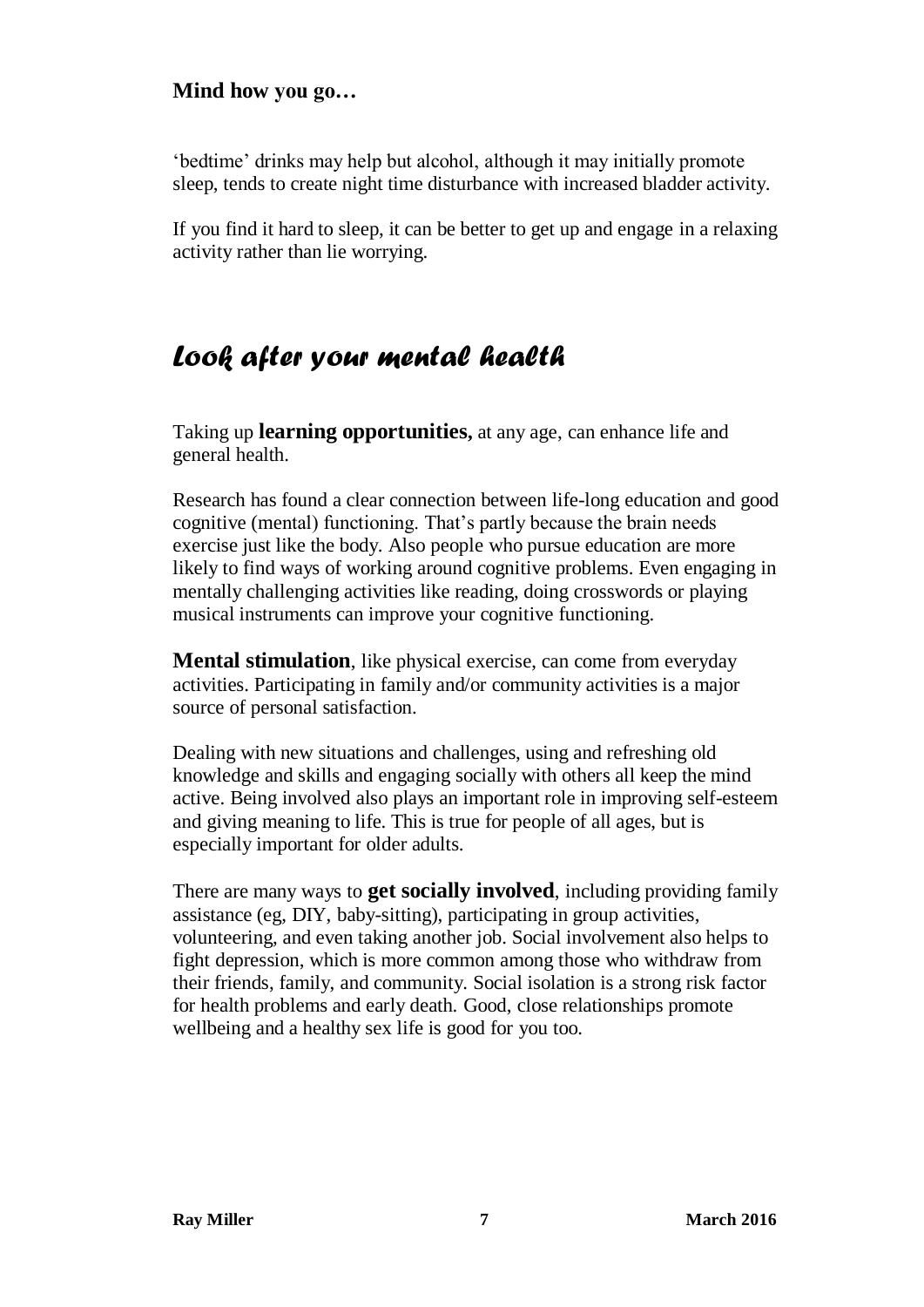'bedtime' drinks may help but alcohol, although it may initially promote sleep, tends to create night time disturbance with increased bladder activity.

If you find it hard to sleep, it can be better to get up and engage in a relaxing activity rather than lie worrying.

## *Look after your mental health*

Taking up **learning opportunities,** at any age, can enhance life and general health.

Research has found a clear connection between life-long education and good cognitive (mental) functioning. That's partly because the brain needs exercise just like the body. Also people who pursue education are more likely to find ways of working around cognitive problems. Even engaging in mentally challenging activities like reading, doing crosswords or playing musical instruments can improve your cognitive functioning.

**Mental stimulation**, like physical exercise, can come from everyday activities. Participating in family and/or community activities is a major source of personal satisfaction.

Dealing with new situations and challenges, using and refreshing old knowledge and skills and engaging socially with others all keep the mind active. Being involved also plays an important role in improving self-esteem and giving meaning to life. This is true for people of all ages, but is especially important for older adults.

There are many ways to **get socially involved**, including providing family assistance (eg, DIY, baby-sitting), participating in group activities, volunteering, and even taking another job. Social involvement also helps to fight depression, which is more common among those who withdraw from their friends, family, and community. Social isolation is a strong risk factor for health problems and early death. Good, close relationships promote wellbeing and a healthy sex life is good for you too.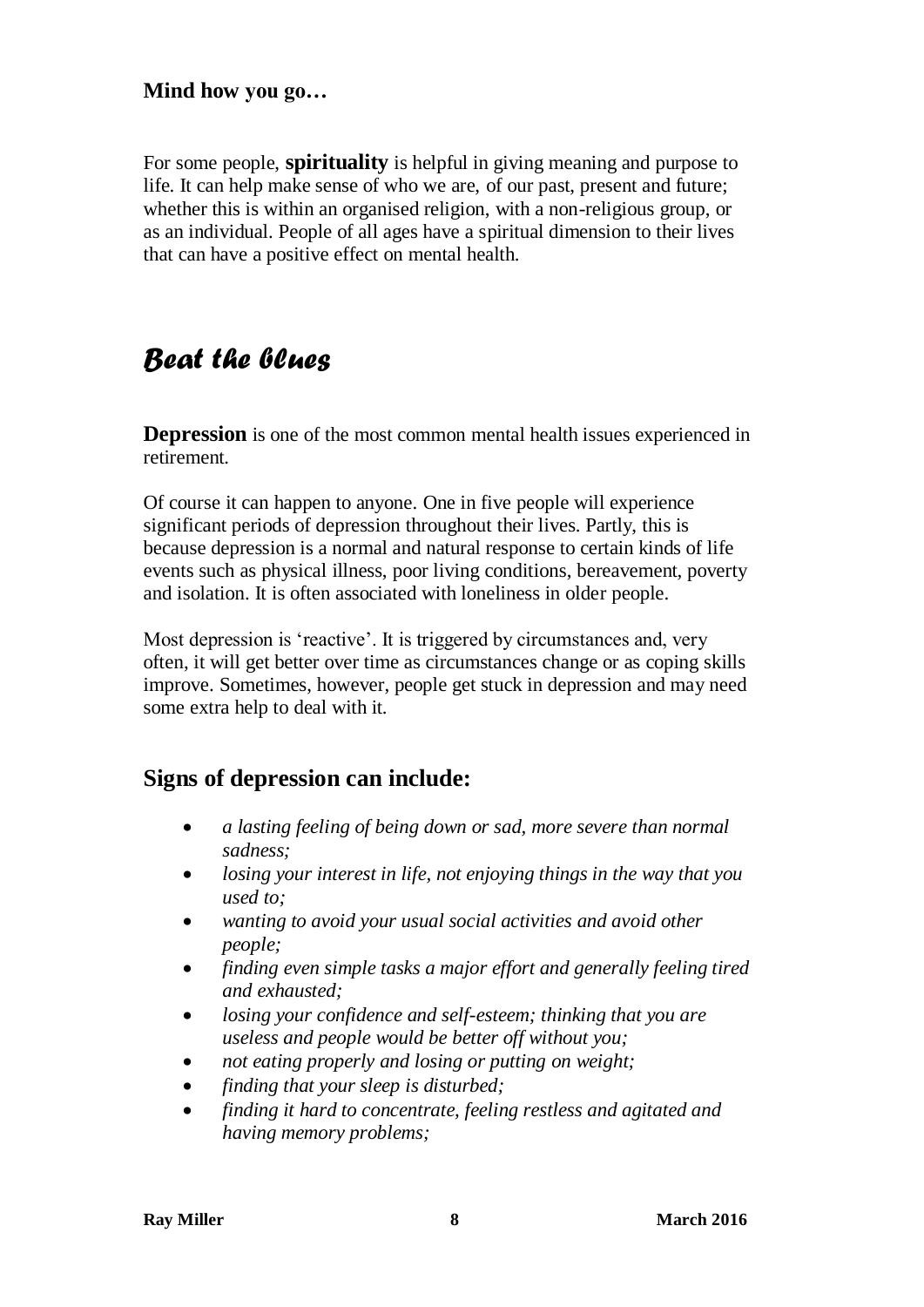**Mind how you go…**

For some people, **spirituality** is helpful in giving meaning and purpose to life. It can help make sense of who we are, of our past, present and future; whether this is within an organised religion, with a non-religious group, or as an individual. People of all ages have a spiritual dimension to their lives that can have a positive effect on mental health.

# *Beat the blues*

**Depression** is one of the most common mental health issues experienced in retirement.

Of course it can happen to anyone. One in five people will experience significant periods of depression throughout their lives. Partly, this is because depression is a normal and natural response to certain kinds of life events such as physical illness, poor living conditions, bereavement, poverty and isolation. It is often associated with loneliness in older people.

Most depression is 'reactive'. It is triggered by circumstances and, very often, it will get better over time as circumstances change or as coping skills improve. Sometimes, however, people get stuck in depression and may need some extra help to deal with it.

## Signs of depression can include:

- *a lasting feeling of being down or sad, more severe than normal sadness;*
- *losing your interest in life, not enjoying things in the way that you used to;*
- *wanting to avoid your usual social activities and avoid other people;*
- *finding even simple tasks a major effort and generally feeling tired and exhausted;*
- *losing your confidence and self-esteem; thinking that you are useless and people would be better off without you;*
- *not eating properly and losing or putting on weight;*
- *finding that your sleep is disturbed;*
- *finding it hard to concentrate, feeling restless and agitated and having memory problems;*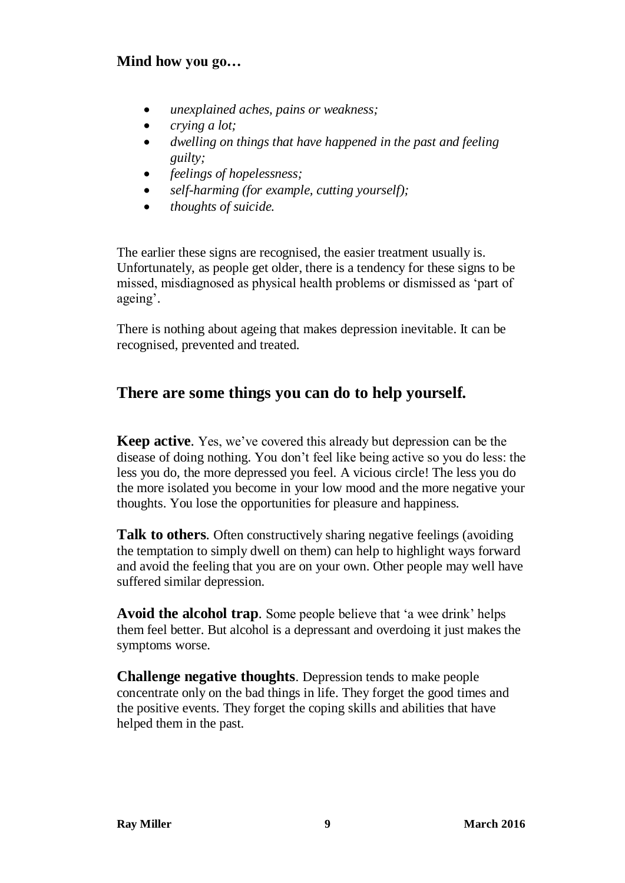**Mind how you go…**

- *unexplained aches, pains or weakness;*
- *crying a lot;*
- *dwelling on things that have happened in the past and feeling guilty;*
- *feelings of hopelessness;*
- *self-harming (for example, cutting yourself);*
- *thoughts of suicide.*

The earlier these signs are recognised, the easier treatment usually is. Unfortunately, as people get older, there is a tendency for these signs to be missed, misdiagnosed as physical health problems or dismissed as 'part of ageing'.

There is nothing about ageing that makes depression inevitable. It can be recognised, prevented and treated.

## There are some things you can do to help yourself.

**Keep active**. Yes, we've covered this already but depression can be the disease of doing nothing. You don't feel like being active so you do less: the less you do, the more depressed you feel. A vicious circle! The less you do the more isolated you become in your low mood and the more negative your thoughts. You lose the opportunities for pleasure and happiness.

**Talk to others**. Often constructively sharing negative feelings (avoiding the temptation to simply dwell on them) can help to highlight ways forward and avoid the feeling that you are on your own. Other people may well have suffered similar depression.

**Avoid the alcohol trap**. Some people believe that 'a wee drink' helps them feel better. But alcohol is a depressant and overdoing it just makes the symptoms worse.

**Challenge negative thoughts**. Depression tends to make people concentrate only on the bad things in life. They forget the good times and the positive events. They forget the coping skills and abilities that have helped them in the past.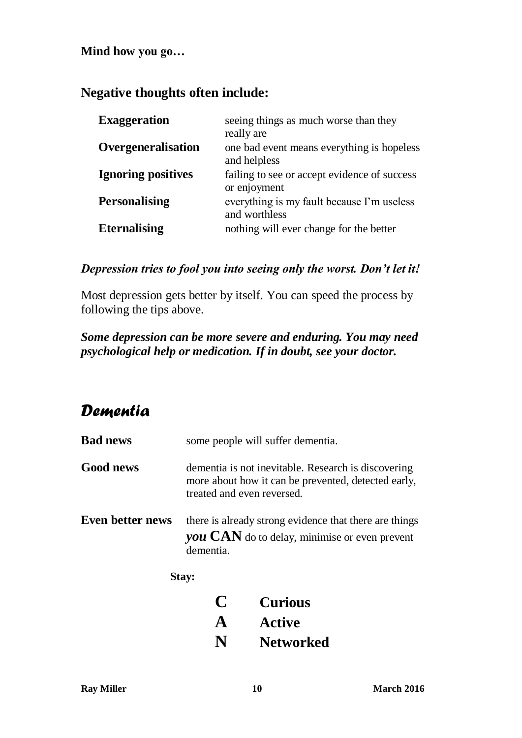**Mind how you go…**

### Negative thoughts often include:

| | |
|---|---|
| **Exaggeration** | seeing things as much worse than they really are |
| **Overgeneralisation** | one bad event means everything is hopeless and helpless |
| **Ignoring positives** | failing to see or accept evidence of success or enjoyment |
| **Personalising** | everything is my fault because I'm useless and worthless |
| **Eternalising** | nothing will ever change for the better |

***Depression tries to fool you into seeing only the worst. Don't let it!***

Most depression gets better by itself. You can speed the process by following the tips above.

***Some depression can be more severe and enduring. You may need psychological help or medication. If in doubt, see your doctor.***

## *Dementia*

| | |
|---|---|
| **Bad news** | some people will suffer dementia. |
| **Good news** | dementia is not inevitable. Research is discovering more about how it can be prevented, detected early, treated and even reversed. |
| **Even better news** | there is already strong evidence that there are things ***you* CAN** do to delay, minimise or even prevent dementia. |

**Stay:**

| | |
|---|---|
| **C** | **Curious** |
| **A** | **Active** |
| **N** | **Networked** |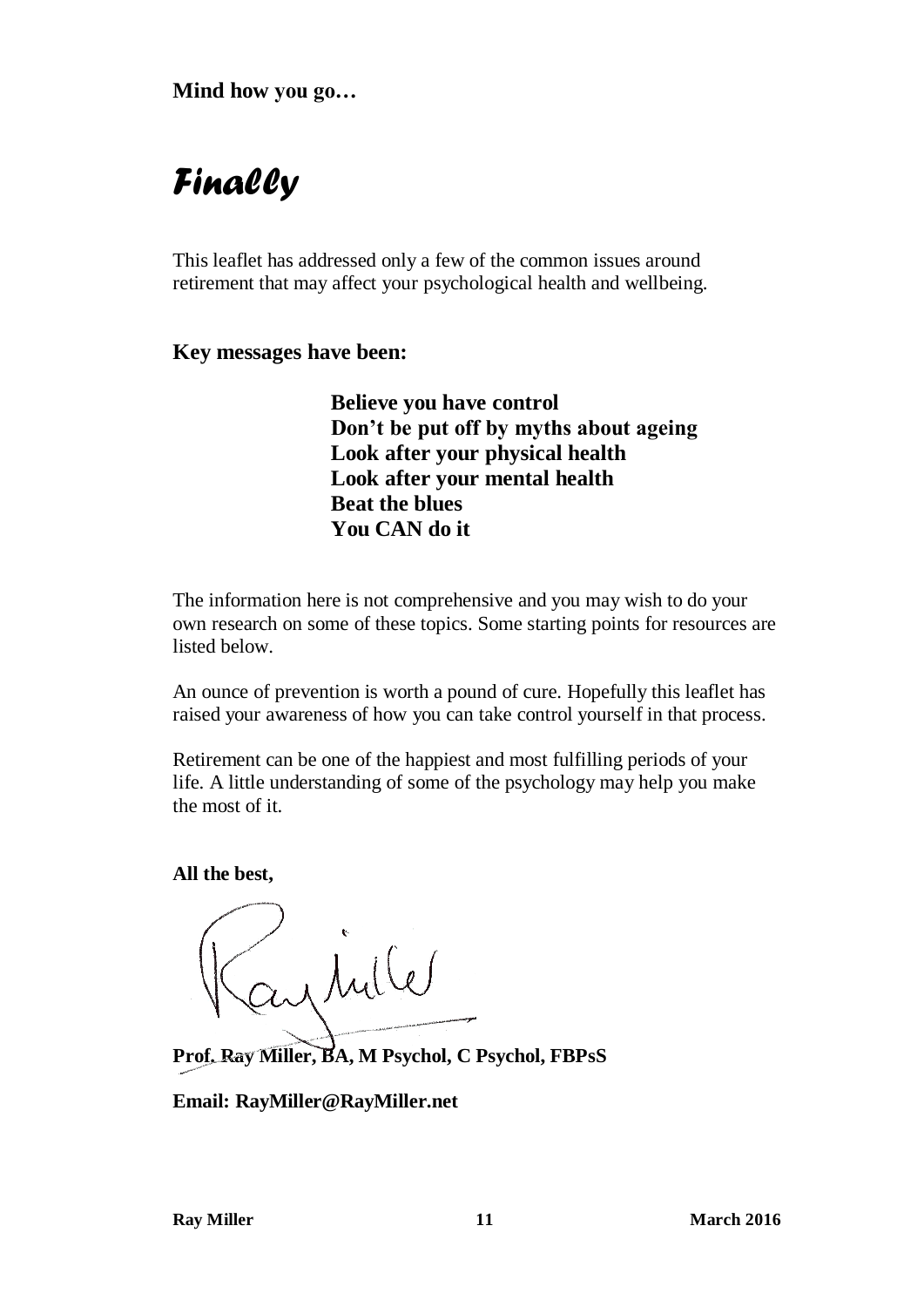**Mind how you go…**

# *Finally*

This leaflet has addressed only a few of the common issues around retirement that may affect your psychological health and wellbeing.

**Key messages have been:**

**Believe you have control**
**Don't be put off by myths about ageing**
**Look after your physical health**
**Look after your mental health**
**Beat the blues**
**You CAN do it**

The information here is not comprehensive and you may wish to do your own research on some of these topics. Some starting points for resources are listed below.

An ounce of prevention is worth a pound of cure. Hopefully this leaflet has raised your awareness of how you can take control yourself in that process.

Retirement can be one of the happiest and most fulfilling periods of your life. A little understanding of some of the psychology may help you make the most of it.

**All the best,**

**Prof. Ray Miller, BA, M Psychol, C Psychol, FBPsS**

**Email: RayMiller@RayMiller.net**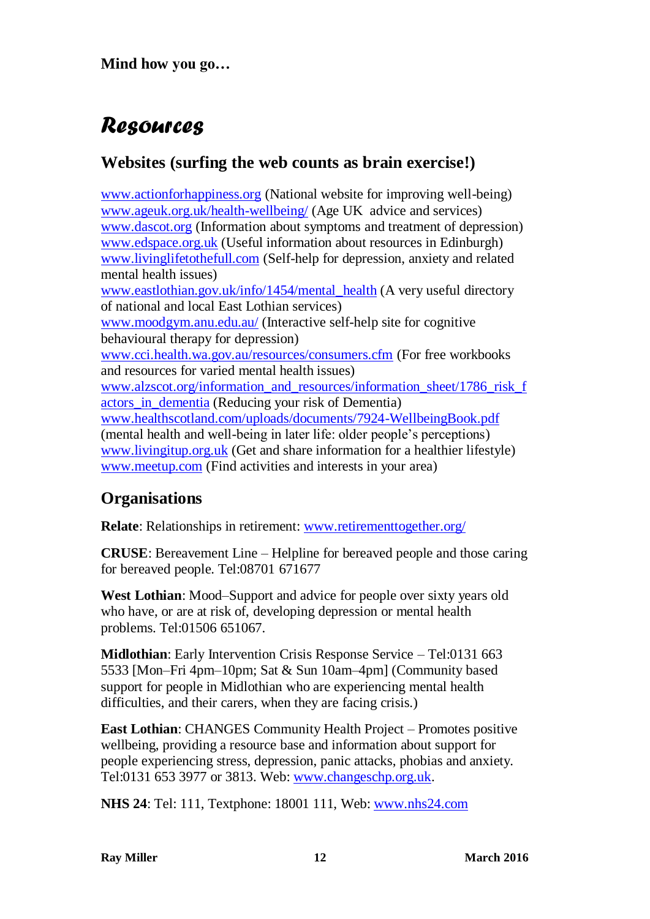**Mind how you go…**

# *Resources*

## Websites (surfing the web counts as brain exercise!)

www.actionforhappiness.org (National website for improving well-being)
www.ageuk.org.uk/health-wellbeing/ (Age UK advice and services)
www.dascot.org (Information about symptoms and treatment of depression)
www.edspace.org.uk (Useful information about resources in Edinburgh)
www.livinglifetothefull.com (Self-help for depression, anxiety and related mental health issues)
www.eastlothian.gov.uk/info/1454/mental_health (A very useful directory of national and local East Lothian services)
www.moodgym.anu.edu.au/ (Interactive self-help site for cognitive behavioural therapy for depression)
www.cci.health.wa.gov.au/resources/consumers.cfm (For free workbooks and resources for varied mental health issues)
www.alzscot.org/information_and_resources/information_sheet/1786_risk_factors_in_dementia (Reducing your risk of Dementia)
www.healthscotland.com/uploads/documents/7924-WellbeingBook.pdf (mental health and well-being in later life: older people's perceptions)
www.livingitup.org.uk (Get and share information for a healthier lifestyle)
www.meetup.com (Find activities and interests in your area)

## Organisations

**Relate**: Relationships in retirement: www.retirementtogether.org/

**CRUSE**: Bereavement Line – Helpline for bereaved people and those caring for bereaved people. Tel:08701 671677

**West Lothian**: Mood–Support and advice for people over sixty years old who have, or are at risk of, developing depression or mental health problems. Tel:01506 651067.

**Midlothian**: Early Intervention Crisis Response Service – Tel:0131 663 5533 [Mon–Fri 4pm–10pm; Sat & Sun 10am–4pm] (Community based support for people in Midlothian who are experiencing mental health difficulties, and their carers, when they are facing crisis.)

**East Lothian**: CHANGES Community Health Project – Promotes positive wellbeing, providing a resource base and information about support for people experiencing stress, depression, panic attacks, phobias and anxiety. Tel:0131 653 3977 or 3813. Web: www.changeschp.org.uk.

**NHS 24**: Tel: 111, Textphone: 18001 111, Web: www.nhs24.com